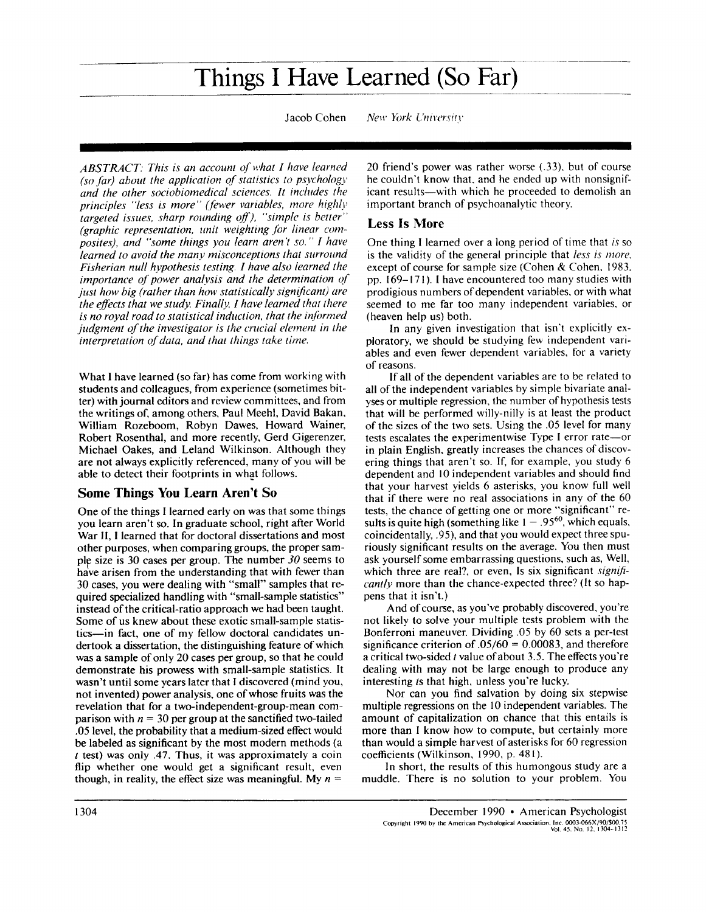# Things I Have Learned (So Far)

Jacob Cohen *New York University*

*ABSTRACT: This is an account of what I have learned (so far) about the application of statistics to psychology and the other sociobiomedical sciences. It includes the principles "less is more" (fewer variables, more highly targeted issues, sharp rounding off), "simple is better" (graphic representation, unit weighting for linear composites), and "some things you learn aren't so." I have learned to avoid the many misconceptions that surround Fisherian null hypothesis testing. I have also learned the importance of power analysis and the determination of just how big (rather than how statistically significant) are the effects that we study. Finally, I have learned that there is no royal road to statistical induction, that the informed judgment of the investigator is the crucial element in the interpretation of data, and that things take time.*

What I have learned (so far) has come from working with students and colleagues, from experience (sometimes bitter) with journal editors and review committees, and from the writings of, among others, Paul Meehl, David Bakan, William Rozeboom, Robyn Dawes, Howard Wainer, Robert Rosenthal, and more recently, Gerd Gigerenzer, Michael Oakes, and Leland Wilkinson. Although they are not always explicitly referenced, many of you will be able to detect their footprints in what follows.

## Some Things You Learn Aren't So

One of the things I learned early on was that some things you learn aren't so. In graduate school, right after World War II, I learned that for doctoral dissertations and most other purposes, when comparing groups, the proper sample size is 30 cases per group. The number *30* seems to have arisen from the understanding that with fewer than 30 cases, you were dealing with "small" samples that required specialized handling with "small-sample statistics" instead of the critical-ratio approach we had been taught. Some of us knew about these exotic small-sample statistics—in fact, one of my fellow doctoral candidates undertook a dissertation, the distinguishing feature of which was a sample of only 20 cases per group, so that he could demonstrate his prowess with small-sample statistics. It wasn't until some years later that I discovered (mind you, not invented) power analysis, one of whose fruits was the revelation that for a two-independent-group-mean comparison with $n = 30$ per group at the sanctified two-tailed .05 level, the probability that a medium-sized effect would be labeled as significant by the most modern methods (a $t$ test) was only .47. Thus, it was approximately a coin flip whether one would get a significant result, even though, in reality, the effect size was meaningful. My $n = 20$ friend's power was rather worse (.33), but of course he couldn't know that, and he ended up with nonsignificant results—with which he proceeded to demolish an important branch of psychoanalytic theory.

## Less Is More

One thing I learned over a long period of time that *is* so is the validity of the general principle that *less is more*, except of course for sample size (Cohen & Cohen, 1983, pp. 169–171). I have encountered too many studies with prodigious numbers of dependent variables, or with what seemed to me far too many independent variables, or (heaven help us) both.

In any given investigation that isn't explicitly exploratory, we should be studying few independent variables and even fewer dependent variables, for a variety of reasons.

If all of the dependent variables are to be related to all of the independent variables by simple bivariate analyses or multiple regression, the number of hypothesis tests that will be performed willy-nilly is at least the product of the sizes of the two sets. Using the .05 level for many tests escalates the experimentwise Type I error rate—or in plain English, greatly increases the chances of discovering things that aren't so. If, for example, you study 6 dependent and 10 independent variables and should find that your harvest yields 6 asterisks, you know full well that if there were no real associations in any of the 60 tests, the chance of getting one or more "significant" results is quite high (something like $1 - .95^{60}$, which equals, coincidentally, .95), and that you would expect three spuriously significant results on the average. You then must ask yourself some embarrassing questions, such as, Well, which three are real?, or even, Is six significant *significantly* more than the chance-expected three? (It so happens that it isn't.)

And of course, as you've probably discovered, you're not likely to solve your multiple tests problem with the Bonferroni maneuver. Dividing .05 by 60 sets a per-test significance criterion of $.05/60 = 0.00083$, and therefore a critical two-sided $t$ value of about 3.5. The effects you're dealing with may not be large enough to produce any interesting $t$s that high, unless you're lucky.

Nor can you find salvation by doing six stepwise multiple regressions on the 10 independent variables. The amount of capitalization on chance that this entails is more than I know how to compute, but certainly more than would a simple harvest of asterisks for 60 regression coefficients (Wilkinson, 1990, p. 481).

In short, the results of this humongous study are a muddle. There is no solution to your problem. You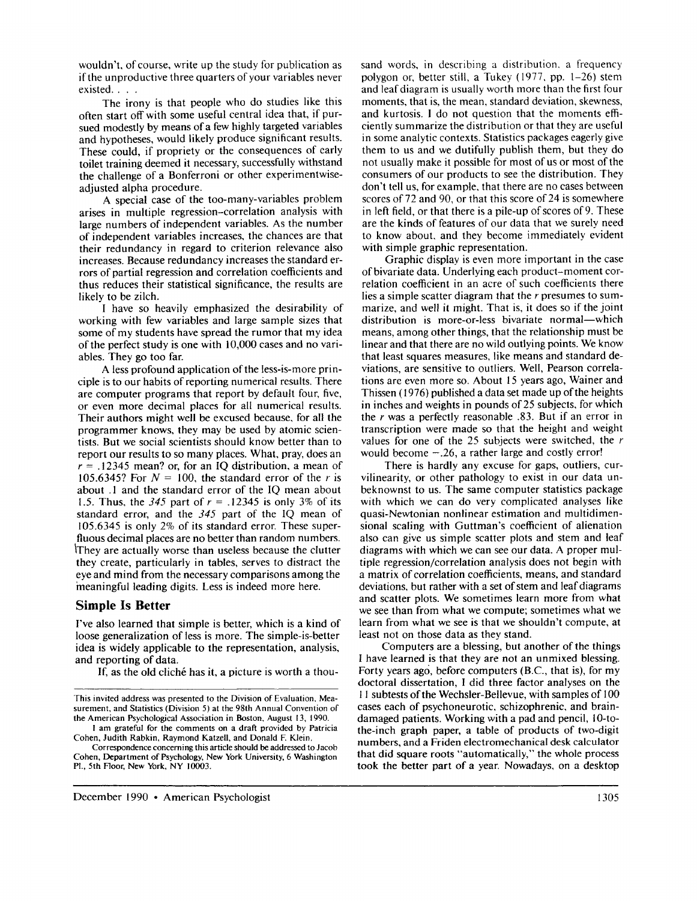wouldn't, of course, write up the study for publication as if the unproductive three quarters of your variables never existed. . . .

The irony is that people who do studies like this often start off with some useful central idea that, if pursued modestly by means of a few highly targeted variables and hypotheses, would likely produce significant results. These could, if propriety or the consequences of early toilet training deemed it necessary, successfully withstand the challenge of a Bonferroni or other experimentwise-adjusted alpha procedure.

A special case of the too-many-variables problem arises in multiple regression–correlation analysis with large numbers of independent variables. As the number of independent variables increases, the chances are that their redundancy in regard to criterion relevance also increases. Because redundancy increases the standard errors of partial regression and correlation coefficients and thus reduces their statistical significance, the results are likely to be zilch.

I have so heavily emphasized the desirability of working with few variables and large sample sizes that some of my students have spread the rumor that my idea of the perfect study is one with 10,000 cases and no variables. They go too far.

A less profound application of the less-is-more principle is to our habits of reporting numerical results. There are computer programs that report by default four, five, or even more decimal places for all numerical results. Their authors might well be excused because, for all the programmer knows, they may be used by atomic scientists. But we social scientists should know better than to report our results to so many places. What, pray, does an $r = .12345$ mean? or, for an IQ distribution, a mean of 105.6345? For $N = 100$, the standard error of the $r$ is about .1 and the standard error of the IQ mean about 1.5. Thus, the *345* part of $r = .12345$ is only 3% of its standard error, and the *345* part of the IQ mean of 105.6345 is only 2% of its standard error. These superfluous decimal places are no better than random numbers. They are actually worse than useless because the clutter they create, particularly in tables, serves to distract the eye and mind from the necessary comparisons among the meaningful leading digits. Less is indeed more here.

## Simple Is Better

I've also learned that simple is better, which is a kind of loose generalization of less is more. The simple-is-better idea is widely applicable to the representation, analysis, and reporting of data.

If, as the old cliché has it, a picture is worth a thousand words, in describing a distribution, a frequency polygon or, better still, a Tukey (1977, pp. 1–26) stem and leaf diagram is usually worth more than the first four moments, that is, the mean, standard deviation, skewness, and kurtosis. I do not question that the moments efficiently summarize the distribution or that they are useful in some analytic contexts. Statistics packages eagerly give them to us and we dutifully publish them, but they do not usually make it possible for most of us or most of the consumers of our products to see the distribution. They don't tell us, for example, that there are no cases between scores of 72 and 90, or that this score of 24 is somewhere in left field, or that there is a pile-up of scores of 9. These are the kinds of features of our data that we surely need to know about, and they become immediately evident with simple graphic representation.

Graphic display is even more important in the case of bivariate data. Underlying each product–moment correlation coefficient in an acre of such coefficients there lies a simple scatter diagram that the $r$ presumes to summarize, and well it might. That is, it does so if the joint distribution is more-or-less bivariate normal—which means, among other things, that the relationship must be linear and that there are no wild outlying points. We know that least squares measures, like means and standard deviations, are sensitive to outliers. Well, Pearson correlations are even more so. About 15 years ago, Wainer and Thissen (1976) published a data set made up of the heights in inches and weights in pounds of 25 subjects, for which the $r$ was a perfectly reasonable .83. But if an error in transcription were made so that the height and weight values for one of the 25 subjects were switched, the $r$ would become −.26, a rather large and costly error!

There is hardly any excuse for gaps, outliers, curvilinearity, or other pathology to exist in our data unbeknownst to us. The same computer statistics package with which we can do very complicated analyses like quasi-Newtonian nonlinear estimation and multidimensional scaling with Guttman's coefficient of alienation also can give us simple scatter plots and stem and leaf diagrams with which we can see our data. A proper multiple regression/correlation analysis does not begin with a matrix of correlation coefficients, means, and standard deviations, but rather with a set of stem and leaf diagrams and scatter plots. We sometimes learn more from what we see than from what we compute; sometimes what we learn from what we see is that we shouldn't compute, at least not on those data as they stand.

Computers are a blessing, but another of the things I have learned is that they are not an unmixed blessing. Forty years ago, before computers (B.C., that is), for my doctoral dissertation, I did three factor analyses on the 11 subtests of the Wechsler-Bellevue, with samples of 100 cases each of psychoneurotic, schizophrenic, and brain-damaged patients. Working with a pad and pencil, 10-to-the-inch graph paper, a table of products of two-digit numbers, and a Friden electromechanical desk calculator that did square roots "automatically," the whole process took the better part of a year. Nowadays, on a desktop

---

This invited address was presented to the Division of Evaluation, Measurement, and Statistics (Division 5) at the 98th Annual Convention of the American Psychological Association in Boston, August 13, 1990.

I am grateful for the comments on a draft provided by Patricia Cohen, Judith Rabkin, Raymond Katzell, and Donald F. Klein.

Correspondence concerning this article should be addressed to Jacob Cohen, Department of Psychology, New York University, 6 Washington Pl., 5th Floor, New York, NY 10003.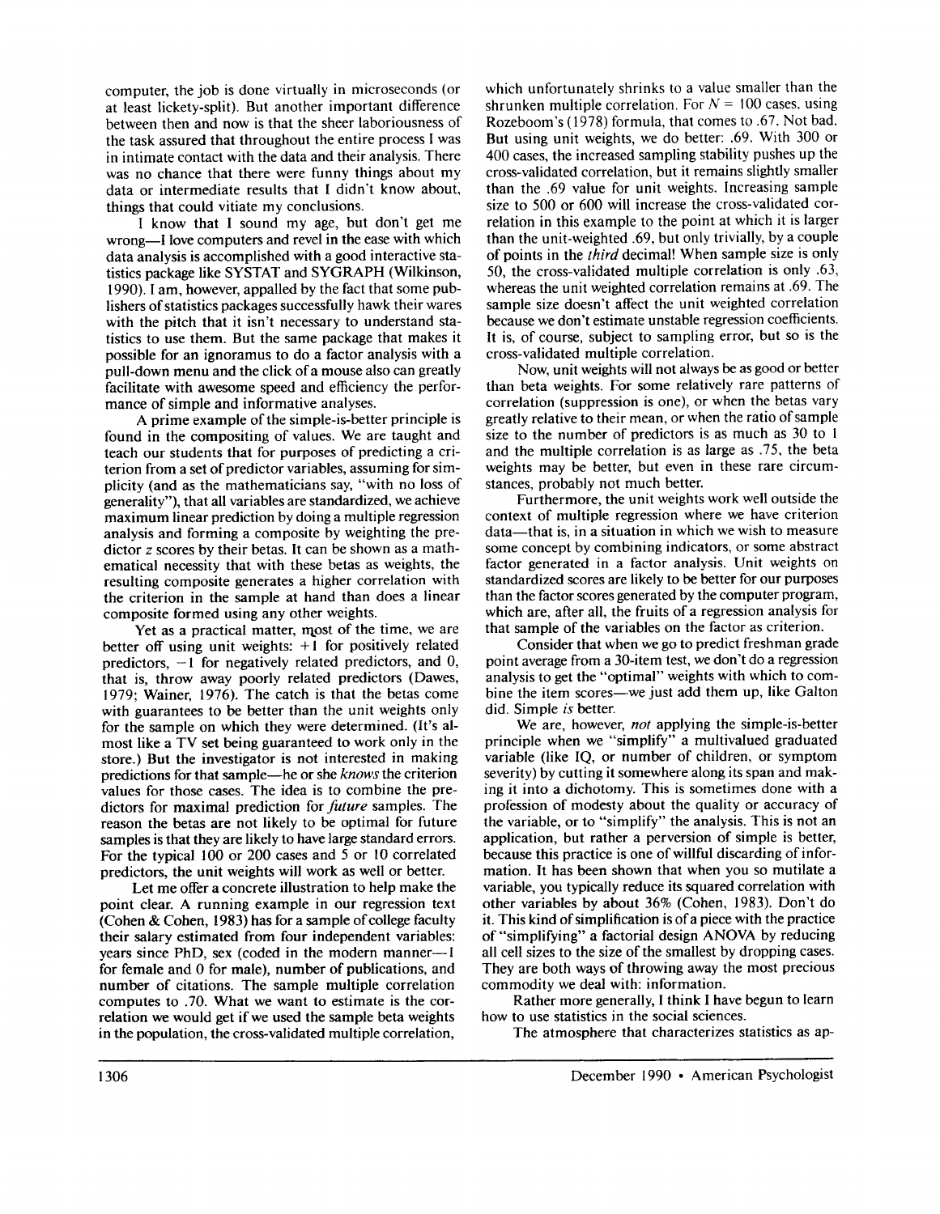computer, the job is done virtually in microseconds (or at least lickety-split). But another important difference between then and now is that the sheer laboriousness of the task assured that throughout the entire process I was in intimate contact with the data and their analysis. There was no chance that there were funny things about my data or intermediate results that I didn't know about, things that could vitiate my conclusions.

I know that I sound my age, but don't get me wrong—I love computers and revel in the ease with which data analysis is accomplished with a good interactive statistics package like SYSTAT and SYGRAPH (Wilkinson, 1990). I am, however, appalled by the fact that some publishers of statistics packages successfully hawk their wares with the pitch that it isn't necessary to understand statistics to use them. But the same package that makes it possible for an ignoramus to do a factor analysis with a pull-down menu and the click of a mouse also can greatly facilitate with awesome speed and efficiency the performance of simple and informative analyses.

A prime example of the simple-is-better principle is found in the compositing of values. We are taught and teach our students that for purposes of predicting a criterion from a set of predictor variables, assuming for simplicity (and as the mathematicians say, "with no loss of generality"), that all variables are standardized, we achieve maximum linear prediction by doing a multiple regression analysis and forming a composite by weighting the predictor $z$ scores by their betas. It can be shown as a mathematical necessity that with these betas as weights, the resulting composite generates a higher correlation with the criterion in the sample at hand than does a linear composite formed using any other weights.

Yet as a practical matter, most of the time, we are better off using unit weights: +1 for positively related predictors, −1 for negatively related predictors, and 0, that is, throw away poorly related predictors (Dawes, 1979; Wainer, 1976). The catch is that the betas come with guarantees to be better than the unit weights only for the sample on which they were determined. (It's almost like a TV set being guaranteed to work only in the store.) But the investigator is not interested in making predictions for that sample—he or she *knows* the criterion values for those cases. The idea is to combine the predictors for maximal prediction for *future* samples. The reason the betas are not likely to be optimal for future samples is that they are likely to have large standard errors. For the typical 100 or 200 cases and 5 or 10 correlated predictors, the unit weights will work as well or better.

Let me offer a concrete illustration to help make the point clear. A running example in our regression text (Cohen & Cohen, 1983) has for a sample of college faculty their salary estimated from four independent variables: years since PhD, sex (coded in the modern manner—1 for female and 0 for male), number of publications, and number of citations. The sample multiple correlation computes to .70. What we want to estimate is the correlation we would get if we used the sample beta weights in the population, the cross-validated multiple correlation, which unfortunately shrinks to a value smaller than the shrunken multiple correlation. For $N = 100$ cases, using Rozeboom's (1978) formula, that comes to .67. Not bad. But using unit weights, we do better: .69. With 300 or 400 cases, the increased sampling stability pushes up the cross-validated correlation, but it remains slightly smaller than the .69 value for unit weights. Increasing sample size to 500 or 600 will increase the cross-validated correlation in this example to the point at which it is larger than the unit-weighted .69, but only trivially, by a couple of points in the *third* decimal! When sample size is only 50, the cross-validated multiple correlation is only .63, whereas the unit weighted correlation remains at .69. The sample size doesn't affect the unit weighted correlation because we don't estimate unstable regression coefficients. It is, of course, subject to sampling error, but so is the cross-validated multiple correlation.

Now, unit weights will not always be as good or better than beta weights. For some relatively rare patterns of correlation (suppression is one), or when the betas vary greatly relative to their mean, or when the ratio of sample size to the number of predictors is as much as 30 to 1 and the multiple correlation is as large as .75, the beta weights may be better, but even in these rare circumstances, probably not much better.

Furthermore, the unit weights work well outside the context of multiple regression where we have criterion data—that is, in a situation in which we wish to measure some concept by combining indicators, or some abstract factor generated in a factor analysis. Unit weights on standardized scores are likely to be better for our purposes than the factor scores generated by the computer program, which are, after all, the fruits of a regression analysis for that sample of the variables on the factor as criterion.

Consider that when we go to predict freshman grade point average from a 30-item test, we don't do a regression analysis to get the "optimal" weights with which to combine the item scores—we just add them up, like Galton did. Simple *is* better.

We are, however, *not* applying the simple-is-better principle when we "simplify" a multivalued graduated variable (like IQ, or number of children, or symptom severity) by cutting it somewhere along its span and making it into a dichotomy. This is sometimes done with a profession of modesty about the quality or accuracy of the variable, or to "simplify" the analysis. This is not an application, but rather a perversion of simple is better, because this practice is one of willful discarding of information. It has been shown that when you so mutilate a variable, you typically reduce its squared correlation with other variables by about 36% (Cohen, 1983). Don't do it. This kind of simplification is of a piece with the practice of "simplifying" a factorial design ANOVA by reducing all cell sizes to the size of the smallest by dropping cases. They are both ways of throwing away the most precious commodity we deal with: information.

Rather more generally, I think I have begun to learn how to use statistics in the social sciences.

The atmosphere that characterizes statistics as ap-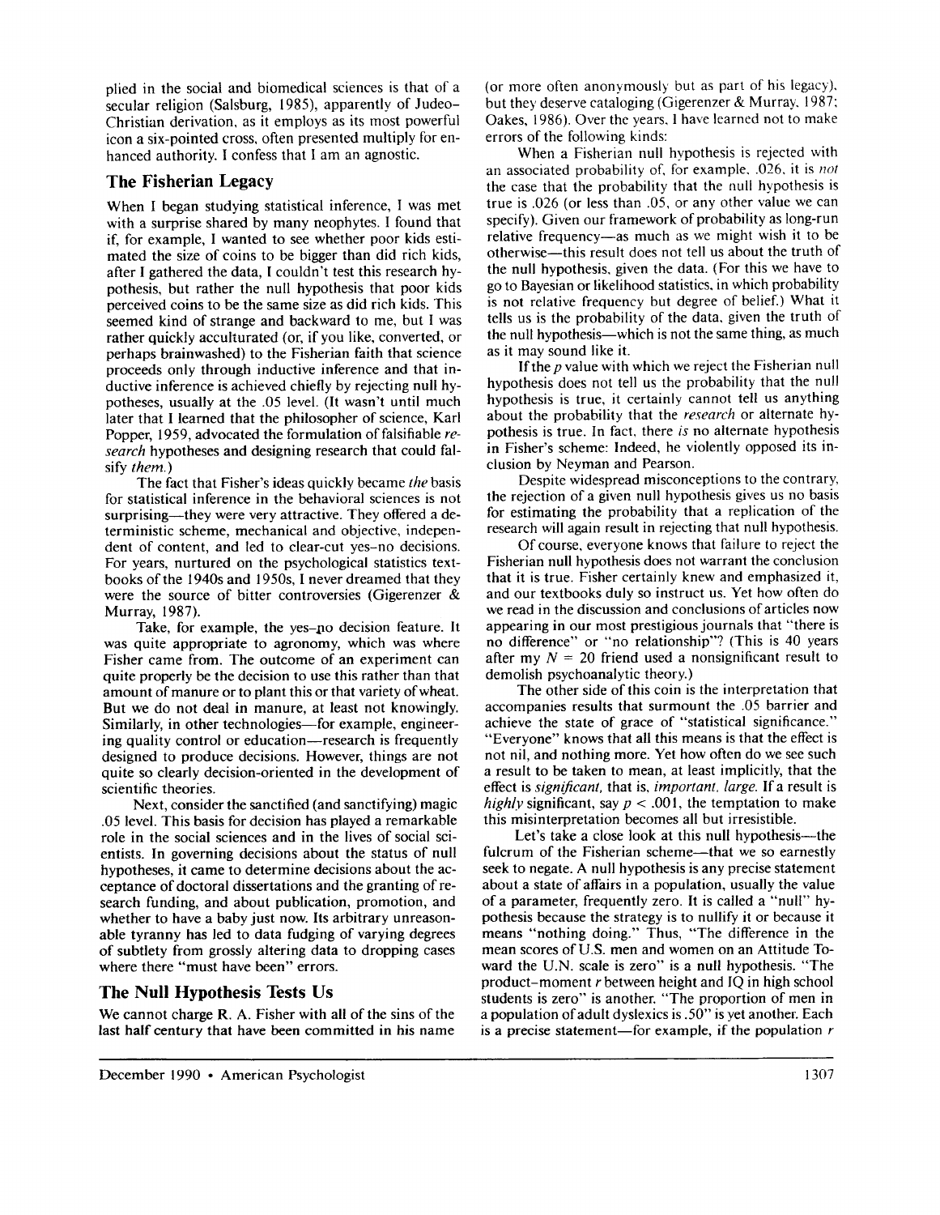plied in the social and biomedical sciences is that of a secular religion (Salsburg, 1985), apparently of Judeo-Christian derivation, as it employs as its most powerful icon a six-pointed cross, often presented multiply for enhanced authority. I confess that I am an agnostic.

## The Fisherian Legacy

When I began studying statistical inference, I was met with a surprise shared by many neophytes. I found that if, for example, I wanted to see whether poor kids estimated the size of coins to be bigger than did rich kids, after I gathered the data, I couldn't test this research hypothesis, but rather the null hypothesis that poor kids perceived coins to be the same size as did rich kids. This seemed kind of strange and backward to me, but I was rather quickly acculturated (or, if you like, converted, or perhaps brainwashed) to the Fisherian faith that science proceeds only through inductive inference and that inductive inference is achieved chiefly by rejecting null hypotheses, usually at the .05 level. (It wasn't until much later that I learned that the philosopher of science, Karl Popper, 1959, advocated the formulation of falsifiable *research* hypotheses and designing research that could falsify *them*.)

The fact that Fisher's ideas quickly became *the* basis for statistical inference in the behavioral sciences is not surprising—they were very attractive. They offered a deterministic scheme, mechanical and objective, independent of content, and led to clear-cut yes–no decisions. For years, nurtured on the psychological statistics textbooks of the 1940s and 1950s, I never dreamed that they were the source of bitter controversies (Gigerenzer & Murray, 1987).

Take, for example, the yes–no decision feature. It was quite appropriate to agronomy, which was where Fisher came from. The outcome of an experiment can quite properly be the decision to use this rather than that amount of manure or to plant this or that variety of wheat. But we do not deal in manure, at least not knowingly. Similarly, in other technologies—for example, engineering quality control or education—research is frequently designed to produce decisions. However, things are not quite so clearly decision-oriented in the development of scientific theories.

Next, consider the sanctified (and sanctifying) magic .05 level. This basis for decision has played a remarkable role in the social sciences and in the lives of social scientists. In governing decisions about the status of null hypotheses, it came to determine decisions about the acceptance of doctoral dissertations and the granting of research funding, and about publication, promotion, and whether to have a baby just now. Its arbitrary unreasonable tyranny has led to data fudging of varying degrees of subtlety from grossly altering data to dropping cases where there "must have been" errors.

## The Null Hypothesis Tests Us

We cannot charge R. A. Fisher with all of the sins of the last half century that have been committed in his name (or more often anonymously but as part of his legacy), but they deserve cataloging (Gigerenzer & Murray, 1987; Oakes, 1986). Over the years, I have learned not to make errors of the following kinds:

When a Fisherian null hypothesis is rejected with an associated probability of, for example, .026, it is *not* the case that the probability that the null hypothesis is true is .026 (or less than .05, or any other value we can specify). Given our framework of probability as long-run relative frequency—as much as we might wish it to be otherwise—this result does not tell us about the truth of the null hypothesis, given the data. (For this we have to go to Bayesian or likelihood statistics, in which probability is not relative frequency but degree of belief.) What it tells us is the probability of the data, given the truth of the null hypothesis—which is not the same thing, as much as it may sound like it.

If the $p$ value with which we reject the Fisherian null hypothesis does not tell us the probability that the null hypothesis is true, it certainly cannot tell us anything about the probability that the *research* or alternate hypothesis is true. In fact, there *is* no alternate hypothesis in Fisher's scheme: Indeed, he violently opposed its inclusion by Neyman and Pearson.

Despite widespread misconceptions to the contrary, the rejection of a given null hypothesis gives us no basis for estimating the probability that a replication of the research will again result in rejecting that null hypothesis.

Of course, everyone knows that failure to reject the Fisherian null hypothesis does not warrant the conclusion that it is true. Fisher certainly knew and emphasized it, and our textbooks duly so instruct us. Yet how often do we read in the discussion and conclusions of articles now appearing in our most prestigious journals that "there is no difference" or "no relationship"? (This is 40 years after my $N = 20$ friend used a nonsignificant result to demolish psychoanalytic theory.)

The other side of this coin is the interpretation that accompanies results that surmount the .05 barrier and achieve the state of grace of "statistical significance." "Everyone" knows that all this means is that the effect is not nil, and nothing more. Yet how often do we see such a result to be taken to mean, at least implicitly, that the effect is *significant*, that is, *important, large*. If a result is *highly* significant, say $p < .001$, the temptation to make this misinterpretation becomes all but irresistible.

Let's take a close look at this null hypothesis—the fulcrum of the Fisherian scheme—that we so earnestly seek to negate. A null hypothesis is any precise statement about a state of affairs in a population, usually the value of a parameter, frequently zero. It is called a "null" hypothesis because the strategy is to nullify it or because it means "nothing doing." Thus, "The difference in the mean scores of U.S. men and women on an Attitude Toward the U.N. scale is zero" is a null hypothesis. "The product–moment $r$ between height and IQ in high school students is zero" is another. "The proportion of men in a population of adult dyslexics is .50" is yet another. Each is a precise statement—for example, if the population $r$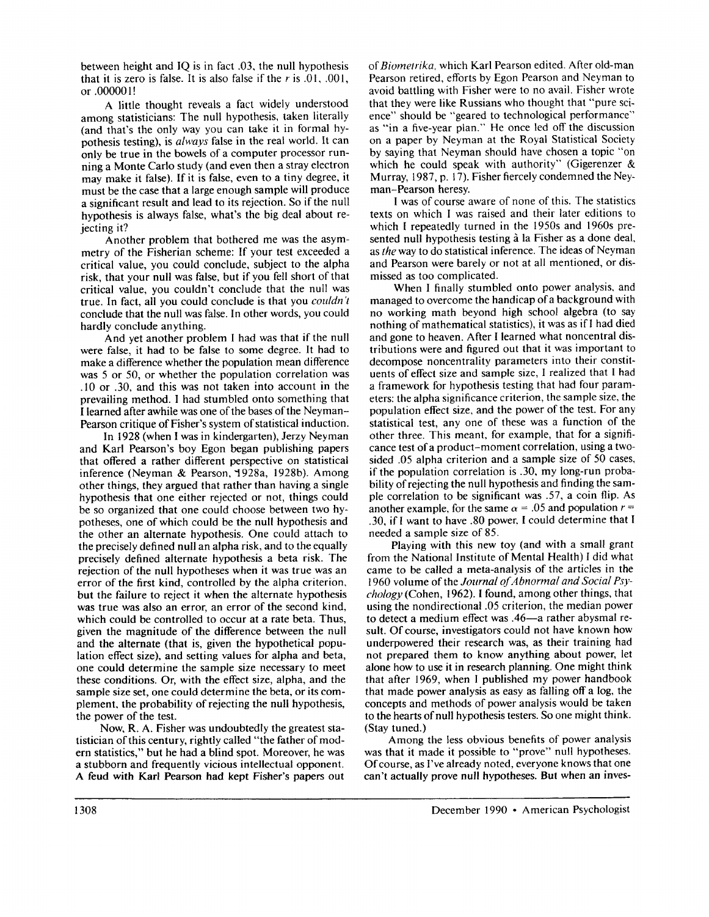between height and IQ is in fact .03, the null hypothesis that it is zero is false. It is also false if the $r$ is .01, .001, or .000001!

A little thought reveals a fact widely understood among statisticians: The null hypothesis, taken literally (and that's the only way you can take it in formal hypothesis testing), is *always* false in the real world. It can only be true in the bowels of a computer processor running a Monte Carlo study (and even then a stray electron may make it false). If it is false, even to a tiny degree, it must be the case that a large enough sample will produce a significant result and lead to its rejection. So if the null hypothesis is always false, what's the big deal about rejecting it?

Another problem that bothered me was the asymmetry of the Fisherian scheme: If your test exceeded a critical value, you could conclude, subject to the alpha risk, that your null was false, but if you fell short of that critical value, you couldn't conclude that the null was true. In fact, all you could conclude is that you *couldn't* conclude that the null was false. In other words, you could hardly conclude anything.

And yet another problem I had was that if the null were false, it had to be false to some degree. It had to make a difference whether the population mean difference was 5 or 50, or whether the population correlation was .10 or .30, and this was not taken into account in the prevailing method. I had stumbled onto something that I learned after awhile was one of the bases of the Neyman–Pearson critique of Fisher's system of statistical induction.

In 1928 (when I was in kindergarten), Jerzy Neyman and Karl Pearson's boy Egon began publishing papers that offered a rather different perspective on statistical inference (Neyman & Pearson, 1928a, 1928b). Among other things, they argued that rather than having a single hypothesis that one either rejected or not, things could be so organized that one could choose between two hypotheses, one of which could be the null hypothesis and the other an alternate hypothesis. One could attach to the precisely defined null an alpha risk, and to the equally precisely defined alternate hypothesis a beta risk. The rejection of the null hypotheses when it was true was an error of the first kind, controlled by the alpha criterion, but the failure to reject it when the alternate hypothesis was true was also an error, an error of the second kind, which could be controlled to occur at a rate beta. Thus, given the magnitude of the difference between the null and the alternate (that is, given the hypothetical population effect size), and setting values for alpha and beta, one could determine the sample size necessary to meet these conditions. Or, with the effect size, alpha, and the sample size set, one could determine the beta, or its complement, the probability of rejecting the null hypothesis, the power of the test.

Now, R. A. Fisher was undoubtedly the greatest statistician of this century, rightly called "the father of modern statistics," but he had a blind spot. Moreover, he was a stubborn and frequently vicious intellectual opponent. A feud with Karl Pearson had kept Fisher's papers out of *Biometrika*, which Karl Pearson edited. After old-man Pearson retired, efforts by Egon Pearson and Neyman to avoid battling with Fisher were to no avail. Fisher wrote that they were like Russians who thought that "pure science" should be "geared to technological performance" as "in a five-year plan." He once led off the discussion on a paper by Neyman at the Royal Statistical Society by saying that Neyman should have chosen a topic "on which he could speak with authority" (Gigerenzer & Murray, 1987, p. 17). Fisher fiercely condemned the Neyman–Pearson heresy.

I was of course aware of none of this. The statistics texts on which I was raised and their later editions to which I repeatedly turned in the 1950s and 1960s presented null hypothesis testing à la Fisher as a done deal, as *the* way to do statistical inference. The ideas of Neyman and Pearson were barely or not at all mentioned, or dismissed as too complicated.

When I finally stumbled onto power analysis, and managed to overcome the handicap of a background with no working math beyond high school algebra (to say nothing of mathematical statistics), it was as if I had died and gone to heaven. After I learned what noncentral distributions were and figured out that it was important to decompose noncentrality parameters into their constituents of effect size and sample size, I realized that I had a framework for hypothesis testing that had four parameters: the alpha significance criterion, the sample size, the population effect size, and the power of the test. For any statistical test, any one of these was a function of the other three. This meant, for example, that for a significance test of a product–moment correlation, using a two-sided .05 alpha criterion and a sample size of 50 cases, if the population correlation is .30, my long-run probability of rejecting the null hypothesis and finding the sample correlation to be significant was .57, a coin flip. As another example, for the same $\alpha = .05$ and population $r = .30$, if I want to have .80 power, I could determine that I needed a sample size of 85.

Playing with this new toy (and with a small grant from the National Institute of Mental Health) I did what came to be called a meta-analysis of the articles in the 1960 volume of the *Journal of Abnormal and Social Psychology* (Cohen, 1962). I found, among other things, that using the nondirectional .05 criterion, the median power to detect a medium effect was .46—a rather abysmal result. Of course, investigators could not have known how underpowered their research was, as their training had not prepared them to know anything about power, let alone how to use it in research planning. One might think that after 1969, when I published my power handbook that made power analysis as easy as falling off a log, the concepts and methods of power analysis would be taken to the hearts of null hypothesis testers. So one might think. (Stay tuned.)

Among the less obvious benefits of power analysis was that it made it possible to "prove" null hypotheses. Of course, as I've already noted, everyone knows that one can't actually prove null hypotheses. But when an inves-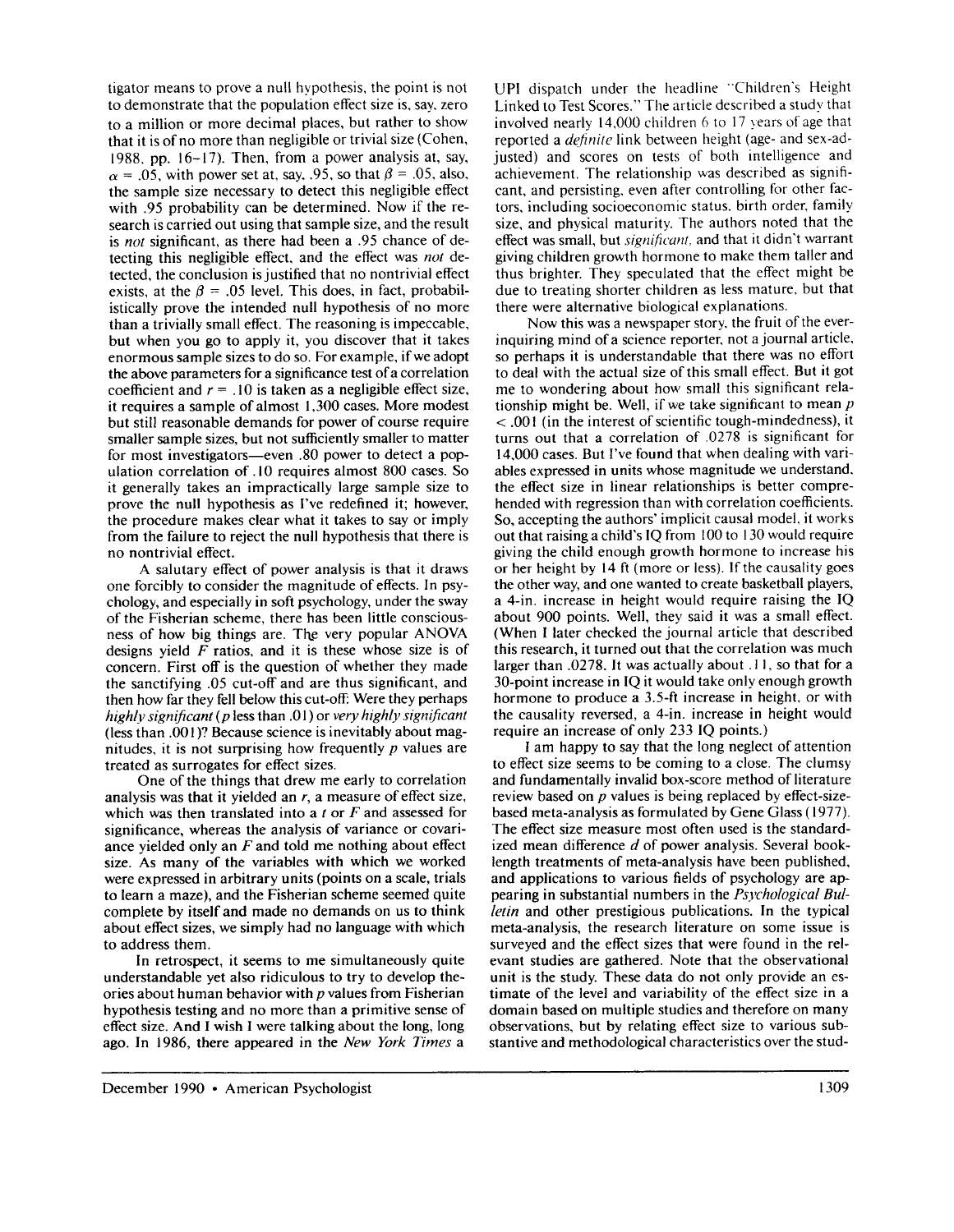tigator means to prove a null hypothesis, the point is not to demonstrate that the population effect size is, say, zero to a million or more decimal places, but rather to show that it is of no more than negligible or trivial size (Cohen, 1988, pp. 16–17). Then, from a power analysis at, say, $\alpha = .05$, with power set at, say, .95, so that $\beta = .05$, also, the sample size necessary to detect this negligible effect with .95 probability can be determined. Now if the research is carried out using that sample size, and the result is *not* significant, as there had been a .95 chance of detecting this negligible effect, and the effect was *not* detected, the conclusion is justified that no nontrivial effect exists, at the $\beta = .05$ level. This does, in fact, probabilistically prove the intended null hypothesis of no more than a trivially small effect. The reasoning is impeccable, but when you go to apply it, you discover that it takes enormous sample sizes to do so. For example, if we adopt the above parameters for a significance test of a correlation coefficient and $r = .10$ is taken as a negligible effect size, it requires a sample of almost 1,300 cases. More modest but still reasonable demands for power of course require smaller sample sizes, but not sufficiently smaller to matter for most investigators—even .80 power to detect a population correlation of .10 requires almost 800 cases. So it generally takes an impractically large sample size to prove the null hypothesis as I've redefined it; however, the procedure makes clear what it takes to say or imply from the failure to reject the null hypothesis that there is no nontrivial effect.

A salutary effect of power analysis is that it draws one forcibly to consider the magnitude of effects. In psychology, and especially in soft psychology, under the sway of the Fisherian scheme, there has been little consciousness of how big things are. The very popular ANOVA designs yield $F$ ratios, and it is these whose size is of concern. First off is the question of whether they made the sanctifying .05 cut-off and are thus significant, and then how far they fell below this cut-off: Were they perhaps *highly significant* ($p$ less than .01) or *very highly significant* (less than .001)? Because science is inevitably about magnitudes, it is not surprising how frequently $p$ values are treated as surrogates for effect sizes.

One of the things that drew me early to correlation analysis was that it yielded an $r$, a measure of effect size, which was then translated into a $t$ or $F$ and assessed for significance, whereas the analysis of variance or covariance yielded only an $F$ and told me nothing about effect size. As many of the variables with which we worked were expressed in arbitrary units (points on a scale, trials to learn a maze), and the Fisherian scheme seemed quite complete by itself and made no demands on us to think about effect sizes, we simply had no language with which to address them.

In retrospect, it seems to me simultaneously quite understandable yet also ridiculous to try to develop theories about human behavior with $p$ values from Fisherian hypothesis testing and no more than a primitive sense of effect size. And I wish I were talking about the long, long ago. In 1986, there appeared in the *New York Times* a UPI dispatch under the headline "Children's Height Linked to Test Scores." The article described a study that involved nearly 14,000 children 6 to 17 years of age that reported a *definite* link between height (age- and sex-adjusted) and scores on tests of both intelligence and achievement. The relationship was described as significant, and persisting, even after controlling for other factors, including socioeconomic status, birth order, family size, and physical maturity. The authors noted that the effect was small, but *significant*, and that it didn't warrant giving children growth hormone to make them taller and thus brighter. They speculated that the effect might be due to treating shorter children as less mature, but that there were alternative biological explanations.

Now this was a newspaper story, the fruit of the ever-inquiring mind of a science reporter, not a journal article, so perhaps it is understandable that there was no effort to deal with the actual size of this small effect. But it got me to wondering about how small this significant relationship might be. Well, if we take significant to mean $p < .001$ (in the interest of scientific tough-mindedness), it turns out that a correlation of .0278 is significant for 14,000 cases. But I've found that when dealing with variables expressed in units whose magnitude we understand, the effect size in linear relationships is better comprehended with regression than with correlation coefficients. So, accepting the authors' implicit causal model, it works out that raising a child's IQ from 100 to 130 would require giving the child enough growth hormone to increase his or her height by 14 ft (more or less). If the causality goes the other way, and one wanted to create basketball players, a 4-in. increase in height would require raising the IQ about 900 points. Well, they said it was a small effect. (When I later checked the journal article that described this research, it turned out that the correlation was much larger than .0278. It was actually about .11, so that for a 30-point increase in IQ it would take only enough growth hormone to produce a 3.5-ft increase in height, or with the causality reversed, a 4-in. increase in height would require an increase of only 233 IQ points.)

I am happy to say that the long neglect of attention to effect size seems to be coming to a close. The clumsy and fundamentally invalid box-score method of literature review based on $p$ values is being replaced by effect-size-based meta-analysis as formulated by Gene Glass (1977). The effect size measure most often used is the standardized mean difference $d$ of power analysis. Several book-length treatments of meta-analysis have been published, and applications to various fields of psychology are appearing in substantial numbers in the *Psychological Bulletin* and other prestigious publications. In the typical meta-analysis, the research literature on some issue is surveyed and the effect sizes that were found in the relevant studies are gathered. Note that the observational unit is the study. These data do not only provide an estimate of the level and variability of the effect size in a domain based on multiple studies and therefore on many observations, but by relating effect size to various substantive and methodological characteristics over the stud-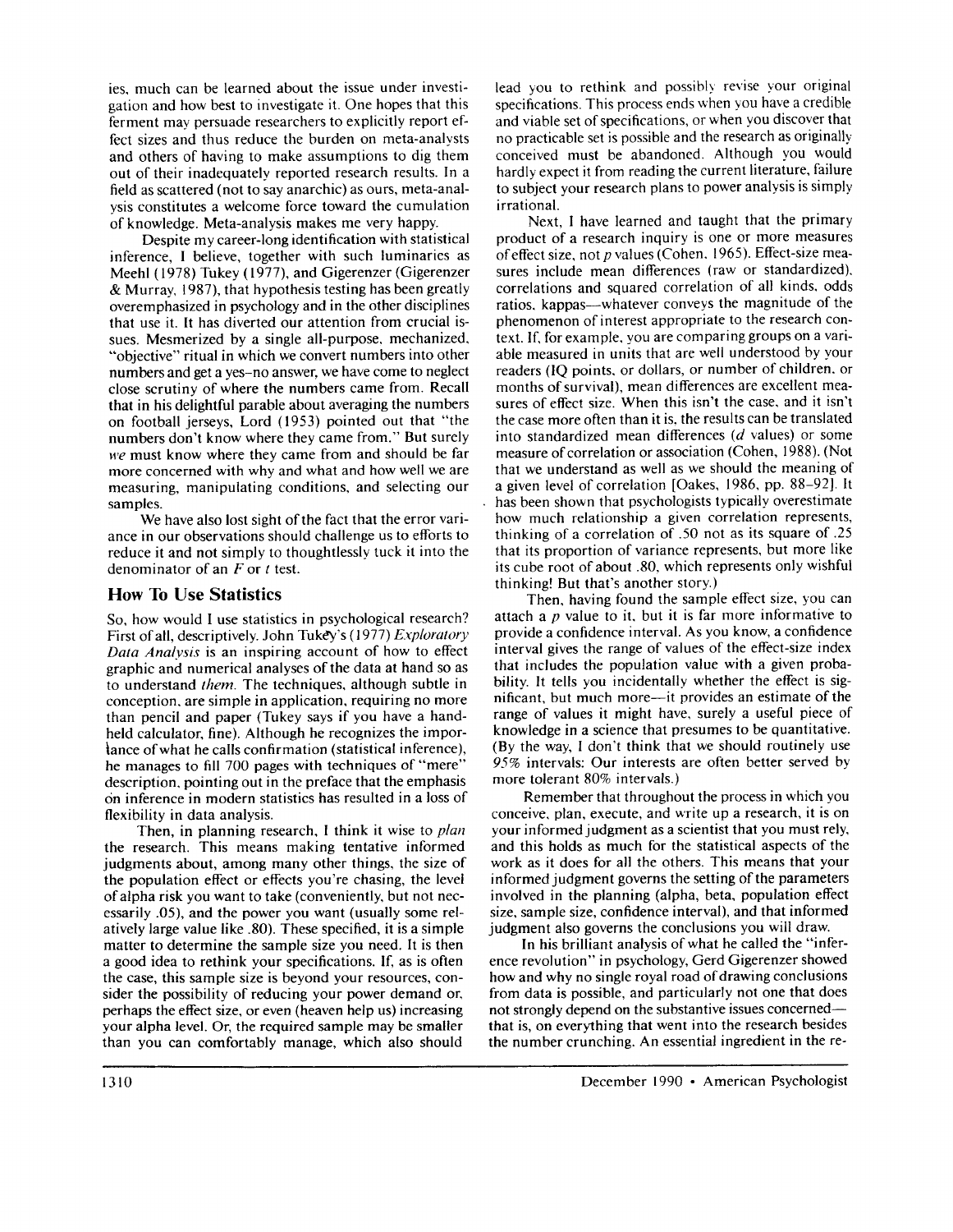ies, much can be learned about the issue under investigation and how best to investigate it. One hopes that this ferment may persuade researchers to explicitly report effect sizes and thus reduce the burden on meta-analysts and others of having to make assumptions to dig them out of their inadequately reported research results. In a field as scattered (not to say anarchic) as ours, meta-analysis constitutes a welcome force toward the cumulation of knowledge. Meta-analysis makes me very happy.

Despite my career-long identification with statistical inference, I believe, together with such luminaries as Meehl (1978) Tukey (1977), and Gigerenzer (Gigerenzer & Murray, 1987), that hypothesis testing has been greatly overemphasized in psychology and in the other disciplines that use it. It has diverted our attention from crucial issues. Mesmerized by a single all-purpose, mechanized, "objective" ritual in which we convert numbers into other numbers and get a yes–no answer, we have come to neglect close scrutiny of where the numbers came from. Recall that in his delightful parable about averaging the numbers on football jerseys, Lord (1953) pointed out that "the numbers don't know where they came from." But surely *we* must know where they came from and should be far more concerned with why and what and how well we are measuring, manipulating conditions, and selecting our samples.

We have also lost sight of the fact that the error variance in our observations should challenge us to efforts to reduce it and not simply to thoughtlessly tuck it into the denominator of an $F$ or $t$ test.

## How To Use Statistics

So, how would I use statistics in psychological research? First of all, descriptively. John Tukey's (1977) *Exploratory Data Analysis* is an inspiring account of how to effect graphic and numerical analyses of the data at hand so as to understand *them*. The techniques, although subtle in conception, are simple in application, requiring no more than pencil and paper (Tukey says if you have a handheld calculator, fine). Although he recognizes the importance of what he calls confirmation (statistical inference), he manages to fill 700 pages with techniques of "mere" description, pointing out in the preface that the emphasis on inference in modern statistics has resulted in a loss of flexibility in data analysis.

Then, in planning research, I think it wise to *plan* the research. This means making tentative informed judgments about, among many other things, the size of the population effect or effects you're chasing, the level of alpha risk you want to take (conveniently, but not necessarily .05), and the power you want (usually some relatively large value like .80). These specified, it is a simple matter to determine the sample size you need. It is then a good idea to rethink your specifications. If, as is often the case, this sample size is beyond your resources, consider the possibility of reducing your power demand or, perhaps the effect size, or even (heaven help us) increasing your alpha level. Or, the required sample may be smaller than you can comfortably manage, which also should lead you to rethink and possibly revise your original specifications. This process ends when you have a credible and viable set of specifications, or when you discover that no practicable set is possible and the research as originally conceived must be abandoned. Although you would hardly expect it from reading the current literature, failure to subject your research plans to power analysis is simply irrational.

Next, I have learned and taught that the primary product of a research inquiry is one or more measures of effect size, not $p$ values (Cohen, 1965). Effect-size measures include mean differences (raw or standardized), correlations and squared correlation of all kinds, odds ratios, kappas—whatever conveys the magnitude of the phenomenon of interest appropriate to the research context. If, for example, you are comparing groups on a variable measured in units that are well understood by your readers (IQ points, or dollars, or number of children, or months of survival), mean differences are excellent measures of effect size. When this isn't the case, and it isn't the case more often than it is, the results can be translated into standardized mean differences ($d$ values) or some measure of correlation or association (Cohen, 1988). (Not that we understand as well as we should the meaning of a given level of correlation [Oakes, 1986, pp. 88–92]. It has been shown that psychologists typically overestimate how much relationship a given correlation represents, thinking of a correlation of .50 not as its square of .25 that its proportion of variance represents, but more like its cube root of about .80, which represents only wishful thinking! But that's another story.)

Then, having found the sample effect size, you can attach a $p$ value to it, but it is far more informative to provide a confidence interval. As you know, a confidence interval gives the range of values of the effect-size index that includes the population value with a given probability. It tells you incidentally whether the effect is significant, but much more—it provides an estimate of the range of values it might have, surely a useful piece of knowledge in a science that presumes to be quantitative. (By the way, I don't think that we should routinely use 95% intervals: Our interests are often better served by more tolerant 80% intervals.)

Remember that throughout the process in which you conceive, plan, execute, and write up a research, it is on your informed judgment as a scientist that you must rely, and this holds as much for the statistical aspects of the work as it does for all the others. This means that your informed judgment governs the setting of the parameters involved in the planning (alpha, beta, population effect size, sample size, confidence interval), and that informed judgment also governs the conclusions you will draw.

In his brilliant analysis of what he called the "inference revolution" in psychology, Gerd Gigerenzer showed how and why no single royal road of drawing conclusions from data is possible, and particularly not one that does not strongly depend on the substantive issues concerned—that is, on everything that went into the research besides the number crunching. An essential ingredient in the re-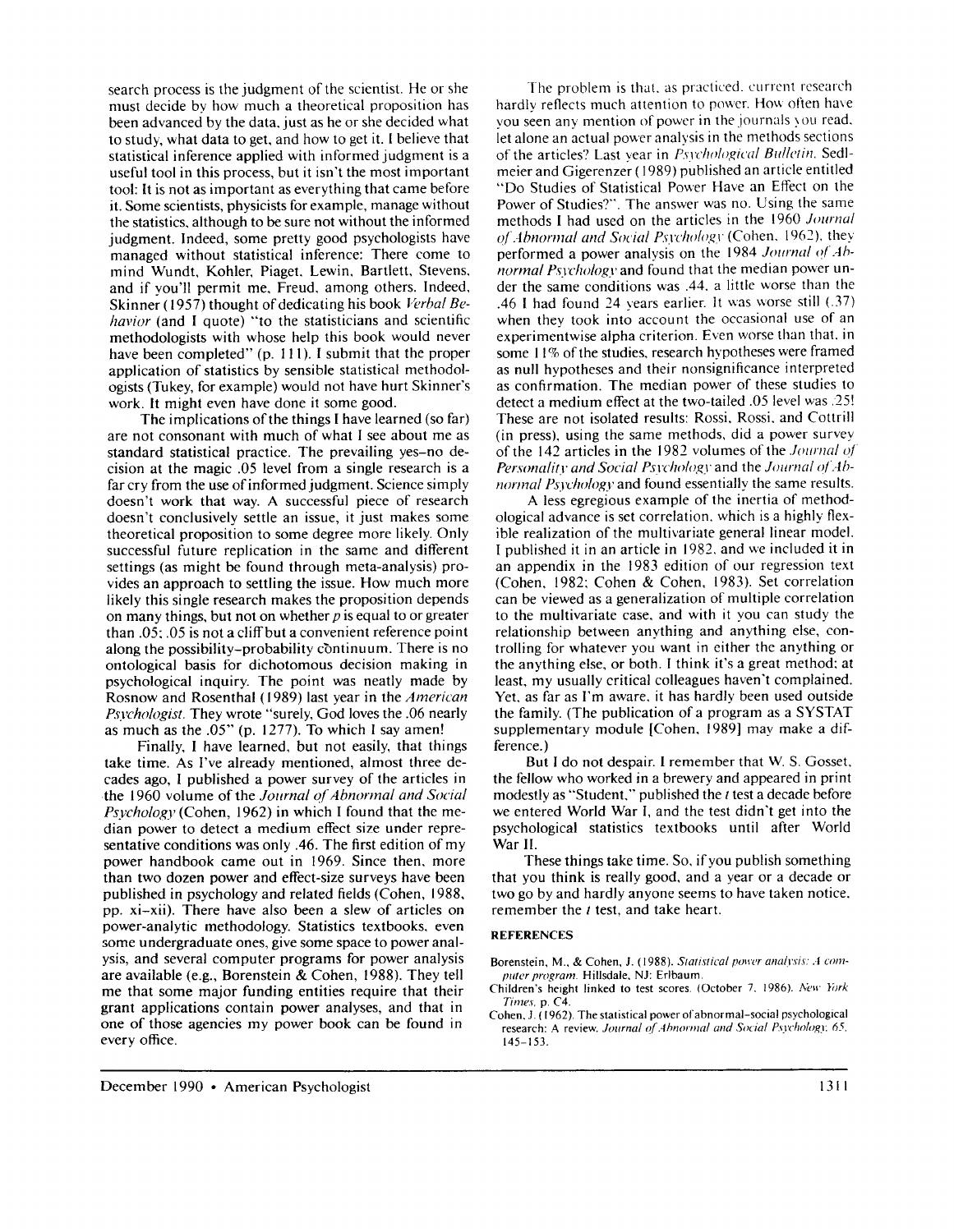search process is the judgment of the scientist. He or she must decide by how much a theoretical proposition has been advanced by the data, just as he or she decided what to study, what data to get, and how to get it. I believe that statistical inference applied with informed judgment is a useful tool in this process, but it isn't the most important tool: It is not as important as everything that came before it. Some scientists, physicists for example, manage without the statistics, although to be sure not without the informed judgment. Indeed, some pretty good psychologists have managed without statistical inference: There come to mind Wundt, Kohler, Piaget, Lewin, Bartlett, Stevens, and if you'll permit me, Freud, among others. Indeed, Skinner (1957) thought of dedicating his book *Verbal Behavior* (and I quote) "to the statisticians and scientific methodologists with whose help this book would never have been completed" (p. 111). I submit that the proper application of statistics by sensible statistical methodologists (Tukey, for example) would not have hurt Skinner's work. It might even have done it some good.

The implications of the things I have learned (so far) are not consonant with much of what I see about me as standard statistical practice. The prevailing yes–no decision at the magic .05 level from a single research is a far cry from the use of informed judgment. Science simply doesn't work that way. A successful piece of research doesn't conclusively settle an issue, it just makes some theoretical proposition to some degree more likely. Only successful future replication in the same and different settings (as might be found through meta-analysis) provides an approach to settling the issue. How much more likely this single research makes the proposition depends on many things, but not on whether $p$ is equal to or greater than .05; .05 is not a cliff but a convenient reference point along the possibility–probability continuum. There is no ontological basis for dichotomous decision making in psychological inquiry. The point was neatly made by Rosnow and Rosenthal (1989) last year in the *American Psychologist*. They wrote "surely, God loves the .06 nearly as much as the .05" (p. 1277). To which I say amen!

Finally, I have learned, but not easily, that things take time. As I've already mentioned, almost three decades ago, I published a power survey of the articles in the 1960 volume of the *Journal of Abnormal and Social Psychology* (Cohen, 1962) in which I found that the median power to detect a medium effect size under representative conditions was only .46. The first edition of my power handbook came out in 1969. Since then, more than two dozen power and effect-size surveys have been published in psychology and related fields (Cohen, 1988, pp. xi–xii). There have also been a slew of articles on power-analytic methodology. Statistics textbooks, even some undergraduate ones, give some space to power analysis, and several computer programs for power analysis are available (e.g., Borenstein & Cohen, 1988). They tell me that some major funding entities require that their grant applications contain power analyses, and that in one of those agencies my power book can be found in every office.

The problem is that, as practiced, current research hardly reflects much attention to power. How often have you seen any mention of power in the journals you read, let alone an actual power analysis in the methods sections of the articles? Last year in *Psychological Bulletin*, Sedlmeier and Gigerenzer (1989) published an article entitled "Do Studies of Statistical Power Have an Effect on the Power of Studies?". The answer was no. Using the same methods I had used on the articles in the 1960 *Journal of Abnormal and Social Psychology* (Cohen, 1962), they performed a power analysis on the 1984 *Journal of Abnormal Psychology* and found that the median power under the same conditions was .44, a little worse than the .46 I had found 24 years earlier. It was worse still (.37) when they took into account the occasional use of an experimentwise alpha criterion. Even worse than that, in some 11% of the studies, research hypotheses were framed as null hypotheses and their nonsignificance interpreted as confirmation. The median power of these studies to detect a medium effect at the two-tailed .05 level was .25! These are not isolated results: Rossi, Rossi, and Cottrill (in press), using the same methods, did a power survey of the 142 articles in the 1982 volumes of the *Journal of Personality and Social Psychology* and the *Journal of Abnormal Psychology* and found essentially the same results.

A less egregious example of the inertia of methodological advance is set correlation, which is a highly flexible realization of the multivariate general linear model. I published it in an article in 1982, and we included it in an appendix in the 1983 edition of our regression text (Cohen, 1982; Cohen & Cohen, 1983). Set correlation can be viewed as a generalization of multiple correlation to the multivariate case, and with it you can study the relationship between anything and anything else, controlling for whatever you want in either the anything or the anything else, or both. I think it's a great method; at least, my usually critical colleagues haven't complained. Yet, as far as I'm aware, it has hardly been used outside the family. (The publication of a program as a SYSTAT supplementary module [Cohen, 1989] may make a difference.)

But I do not despair. I remember that W. S. Gosset, the fellow who worked in a brewery and appeared in print modestly as "Student," published the $t$ test a decade before we entered World War I, and the test didn't get into the psychological statistics textbooks until after World War II.

These things take time. So, if you publish something that you think is really good, and a year or a decade or two go by and hardly anyone seems to have taken notice, remember the $t$ test, and take heart.

## REFERENCES

Borenstein, M., & Cohen, J. (1988). *Statistical power analysis: A computer program.* Hillsdale, NJ: Erlbaum.

Children's height linked to test scores. (October 7, 1986). *New York Times*, p. C4.

Cohen, J. (1962). The statistical power of abnormal–social psychological research: A review. *Journal of Abnormal and Social Psychology, 65*, 145–153.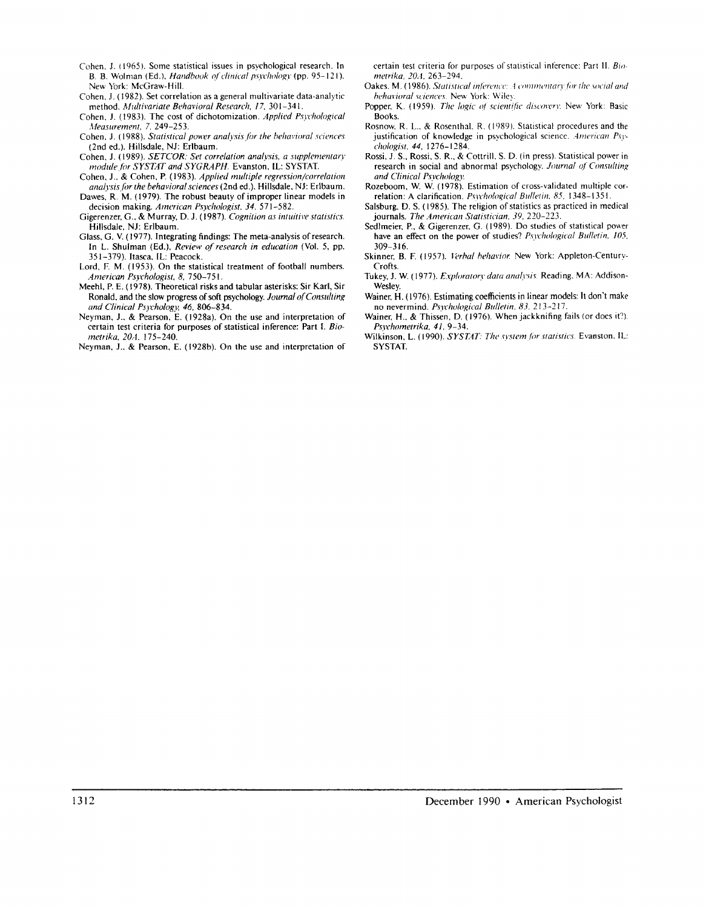Cohen, J. (1965). Some statistical issues in psychological research. In B. B. Wolman (Ed.), *Handbook of clinical psychology* (pp. 95–121). New York: McGraw-Hill.

Cohen, J. (1982). Set correlation as a general multivariate data-analytic method. *Multivariate Behavioral Research, 17,* 301–341.

Cohen, J. (1983). The cost of dichotomization. *Applied Psychological Measurement, 7,* 249–253.

Cohen, J. (1988). *Statistical power analysis for the behavioral sciences* (2nd ed.). Hillsdale, NJ: Erlbaum.

Cohen, J. (1989). *SETCOR: Set correlation analysis, a supplementary module for SYSTAT and SYGRAPH.* Evanston, IL: SYSTAT.

Cohen, J., & Cohen, P. (1983). *Applied multiple regression/correlation analysis for the behavioral sciences* (2nd ed.). Hillsdale, NJ: Erlbaum.

Dawes, R. M. (1979). The robust beauty of improper linear models in decision making. *American Psychologist, 34,* 571–582.

Gigerenzer, G., & Murray, D. J. (1987). *Cognition as intuitive statistics.* Hillsdale, NJ: Erlbaum.

Glass, G. V. (1977). Integrating findings: The meta-analysis of research. In L. Shulman (Ed.), *Review of research in education* (Vol. 5, pp. 351–379). Itasca, IL: Peacock.

Lord, F. M. (1953). On the statistical treatment of football numbers. *American Psychologist, 8,* 750–751.

Meehl, P. E. (1978). Theoretical risks and tabular asterisks: Sir Karl, Sir Ronald, and the slow progress of soft psychology. *Journal of Consulting and Clinical Psychology, 46,* 806–834.

Neyman, J., & Pearson, E. (1928a). On the use and interpretation of certain test criteria for purposes of statistical inference: Part I. *Biometrika, 20A,* 175–240.

Neyman, J., & Pearson, E. (1928b). On the use and interpretation of certain test criteria for purposes of statistical inference: Part II. *Biometrika, 20A,* 263–294.

Oakes, M. (1986). *Statistical inference: A commentary for the social and behavioral sciences.* New York: Wiley.

Popper, K. (1959). *The logic of scientific discovery.* New York: Basic Books.

Rosnow, R. L., & Rosenthal, R. (1989). Statistical procedures and the justification of knowledge in psychological science. *American Psychologist, 44,* 1276–1284.

Rossi, J. S., Rossi, S. R., & Cottrill, S. D. (in press). Statistical power in research in social and abnormal psychology. *Journal of Consulting and Clinical Psychology.*

Rozeboom, W. W. (1978). Estimation of cross-validated multiple correlation: A clarification. *Psychological Bulletin, 85,* 1348–1351.

Salsburg, D. S. (1985). The religion of statistics as practiced in medical journals. *The American Statistician, 39,* 220–223.

Sedlmeier, P., & Gigerenzer, G. (1989). Do studies of statistical power have an effect on the power of studies? *Psychological Bulletin, 105,* 309–316.

Skinner, B. F. (1957). *Verbal behavior.* New York: Appleton-Century-Crofts.

Tukey, J. W. (1977). *Exploratory data analysis.* Reading, MA: Addison-Wesley.

Wainer, H. (1976). Estimating coefficients in linear models: It don't make no nevermind. *Psychological Bulletin, 83,* 213–217.

Wainer, H., & Thissen, D. (1976). When jackknifing fails (or does it?). *Psychometrika, 41,* 9–34.

Wilkinson, L. (1990). *SYSTAT: The system for statistics.* Evanston, IL: SYSTAT.